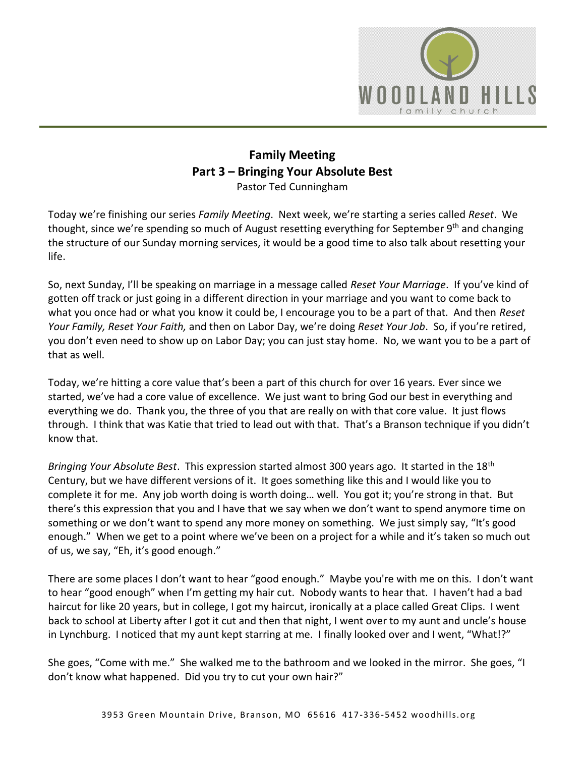# Family Meeting
## Part 3 – Bringing Your Absolute Best

Pastor Ted Cunningham

Today we're finishing our series *Family Meeting*. Next week, we're starting a series called *Reset*. We thought, since we're spending so much of August resetting everything for September 9th and changing the structure of our Sunday morning services, it would be a good time to also talk about resetting your life.

So, next Sunday, I'll be speaking on marriage in a message called *Reset Your Marriage*. If you've kind of gotten off track or just going in a different direction in your marriage and you want to come back to what you once had or what you know it could be, I encourage you to be a part of that. And then *Reset Your Family, Reset Your Faith,* and then on Labor Day, we're doing *Reset Your Job*. So, if you're retired, you don't even need to show up on Labor Day; you can just stay home. No, we want you to be a part of that as well.

Today, we're hitting a core value that's been a part of this church for over 16 years. Ever since we started, we've had a core value of excellence. We just want to bring God our best in everything and everything we do. Thank you, the three of you that are really on with that core value. It just flows through. I think that was Katie that tried to lead out with that. That's a Branson technique if you didn't know that.

*Bringing Your Absolute Best*. This expression started almost 300 years ago. It started in the 18th Century, but we have different versions of it. It goes something like this and I would like you to complete it for me. Any job worth doing is worth doing… well. You got it; you're strong in that. But there's this expression that you and I have that we say when we don't want to spend anymore time on something or we don't want to spend any more money on something. We just simply say, "It's good enough." When we get to a point where we've been on a project for a while and it's taken so much out of us, we say, "Eh, it's good enough."

There are some places I don't want to hear "good enough." Maybe you're with me on this. I don't want to hear "good enough" when I'm getting my hair cut. Nobody wants to hear that. I haven't had a bad haircut for like 20 years, but in college, I got my haircut, ironically at a place called Great Clips. I went back to school at Liberty after I got it cut and then that night, I went over to my aunt and uncle's house in Lynchburg. I noticed that my aunt kept starring at me. I finally looked over and I went, "What!?"

She goes, "Come with me." She walked me to the bathroom and we looked in the mirror. She goes, "I don't know what happened. Did you try to cut your own hair?"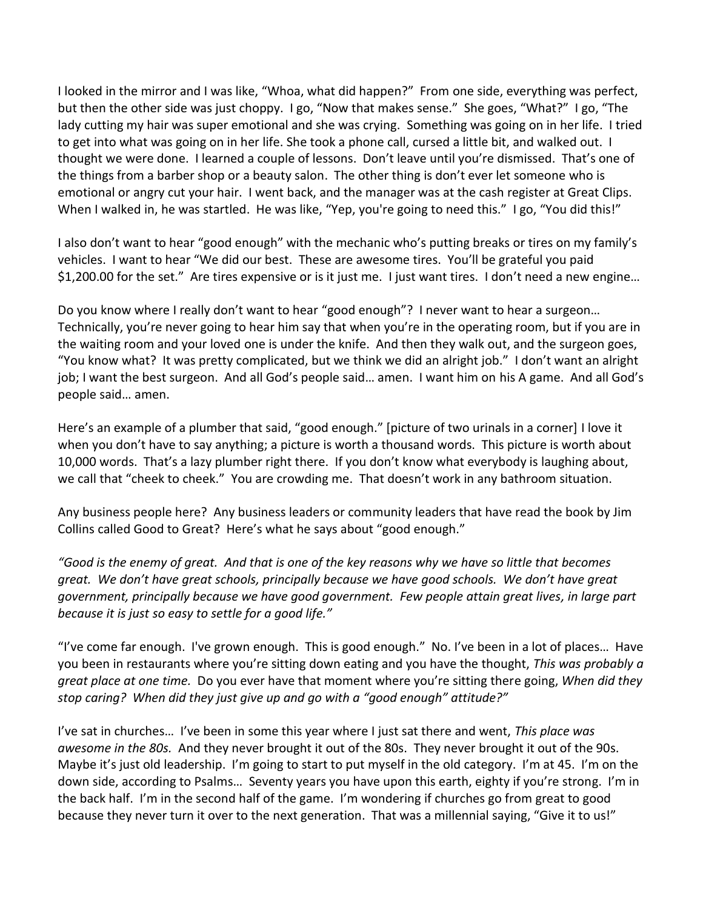I looked in the mirror and I was like, "Whoa, what did happen?" From one side, everything was perfect, but then the other side was just choppy. I go, "Now that makes sense." She goes, "What?" I go, "The lady cutting my hair was super emotional and she was crying. Something was going on in her life. I tried to get into what was going on in her life. She took a phone call, cursed a little bit, and walked out. I thought we were done. I learned a couple of lessons. Don't leave until you're dismissed. That's one of the things from a barber shop or a beauty salon. The other thing is don't ever let someone who is emotional or angry cut your hair. I went back, and the manager was at the cash register at Great Clips. When I walked in, he was startled. He was like, "Yep, you're going to need this." I go, "You did this!"

I also don't want to hear "good enough" with the mechanic who's putting breaks or tires on my family's vehicles. I want to hear "We did our best. These are awesome tires. You'll be grateful you paid $1,200.00 for the set." Are tires expensive or is it just me. I just want tires. I don't need a new engine…

Do you know where I really don't want to hear "good enough"? I never want to hear a surgeon… Technically, you're never going to hear him say that when you're in the operating room, but if you are in the waiting room and your loved one is under the knife. And then they walk out, and the surgeon goes, "You know what? It was pretty complicated, but we think we did an alright job." I don't want an alright job; I want the best surgeon. And all God's people said… amen. I want him on his A game. And all God's people said… amen.

Here's an example of a plumber that said, "good enough." [picture of two urinals in a corner] I love it when you don't have to say anything; a picture is worth a thousand words. This picture is worth about 10,000 words. That's a lazy plumber right there. If you don't know what everybody is laughing about, we call that "cheek to cheek." You are crowding me. That doesn't work in any bathroom situation.

Any business people here? Any business leaders or community leaders that have read the book by Jim Collins called Good to Great? Here's what he says about "good enough."

*"Good is the enemy of great. And that is one of the key reasons why we have so little that becomes great. We don't have great schools, principally because we have good schools. We don't have great government, principally because we have good government. Few people attain great lives, in large part because it is just so easy to settle for a good life."*

"I've come far enough. I've grown enough. This is good enough." No. I've been in a lot of places… Have you been in restaurants where you're sitting down eating and you have the thought, *This was probably a great place at one time.* Do you ever have that moment where you're sitting there going, *When did they stop caring? When did they just give up and go with a "good enough" attitude?"*

I've sat in churches… I've been in some this year where I just sat there and went, *This place was awesome in the 80s.* And they never brought it out of the 80s. They never brought it out of the 90s. Maybe it's just old leadership. I'm going to start to put myself in the old category. I'm at 45. I'm on the down side, according to Psalms… Seventy years you have upon this earth, eighty if you're strong. I'm in the back half. I'm in the second half of the game. I'm wondering if churches go from great to good because they never turn it over to the next generation. That was a millennial saying, "Give it to us!"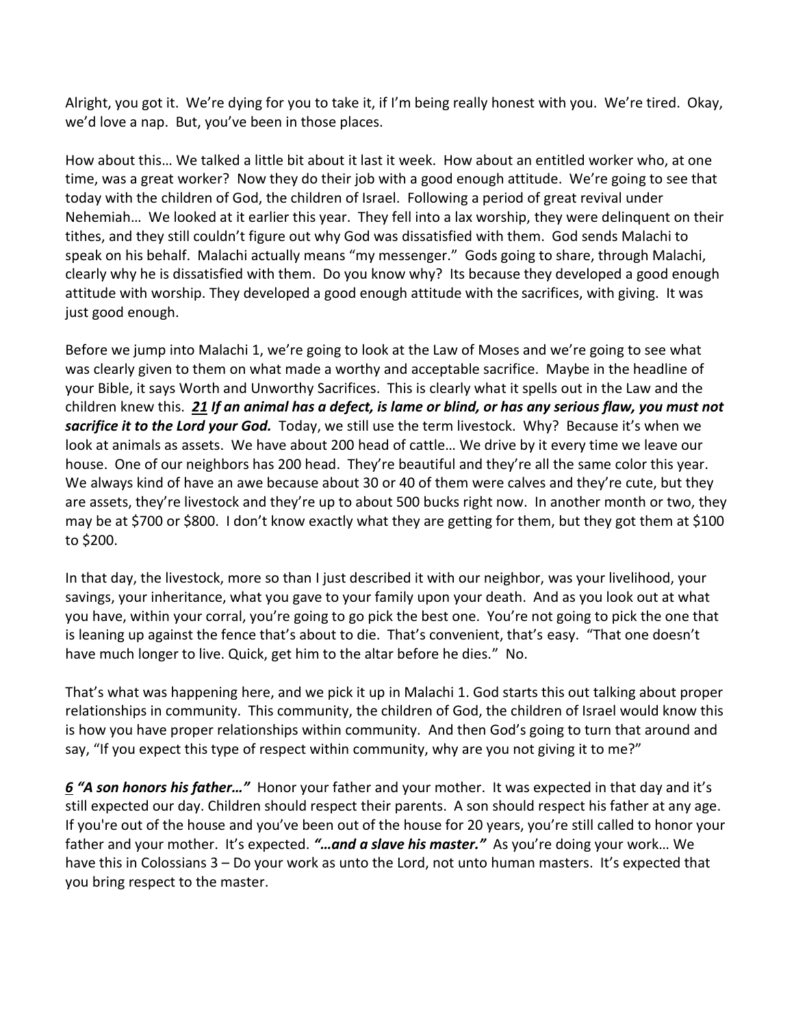Alright, you got it. We're dying for you to take it, if I'm being really honest with you. We're tired. Okay, we'd love a nap. But, you've been in those places.

How about this… We talked a little bit about it last it week. How about an entitled worker who, at one time, was a great worker? Now they do their job with a good enough attitude. We're going to see that today with the children of God, the children of Israel. Following a period of great revival under Nehemiah… We looked at it earlier this year. They fell into a lax worship, they were delinquent on their tithes, and they still couldn't figure out why God was dissatisfied with them. God sends Malachi to speak on his behalf. Malachi actually means "my messenger." Gods going to share, through Malachi, clearly why he is dissatisfied with them. Do you know why? Its because they developed a good enough attitude with worship. They developed a good enough attitude with the sacrifices, with giving. It was just good enough.

Before we jump into Malachi 1, we're going to look at the Law of Moses and we're going to see what was clearly given to them on what made a worthy and acceptable sacrifice. Maybe in the headline of your Bible, it says Worth and Unworthy Sacrifices. This is clearly what it spells out in the Law and the children knew this. ***21 If an animal has a defect, is lame or blind, or has any serious flaw, you must not sacrifice it to the Lord your God.*** Today, we still use the term livestock. Why? Because it's when we look at animals as assets. We have about 200 head of cattle… We drive by it every time we leave our house. One of our neighbors has 200 head. They're beautiful and they're all the same color this year. We always kind of have an awe because about 30 or 40 of them were calves and they're cute, but they are assets, they're livestock and they're up to about 500 bucks right now. In another month or two, they may be at $700 or $800. I don't know exactly what they are getting for them, but they got them at $100 to $200.

In that day, the livestock, more so than I just described it with our neighbor, was your livelihood, your savings, your inheritance, what you gave to your family upon your death. And as you look out at what you have, within your corral, you're going to go pick the best one. You're not going to pick the one that is leaning up against the fence that's about to die. That's convenient, that's easy. "That one doesn't have much longer to live. Quick, get him to the altar before he dies." No.

That's what was happening here, and we pick it up in Malachi 1. God starts this out talking about proper relationships in community. This community, the children of God, the children of Israel would know this is how you have proper relationships within community. And then God's going to turn that around and say, "If you expect this type of respect within community, why are you not giving it to me?"

***6 "A son honors his father…"*** Honor your father and your mother. It was expected in that day and it's still expected our day. Children should respect their parents. A son should respect his father at any age. If you're out of the house and you've been out of the house for 20 years, you're still called to honor your father and your mother. It's expected. ***"…and a slave his master."*** As you're doing your work… We have this in Colossians 3 – Do your work as unto the Lord, not unto human masters. It's expected that you bring respect to the master.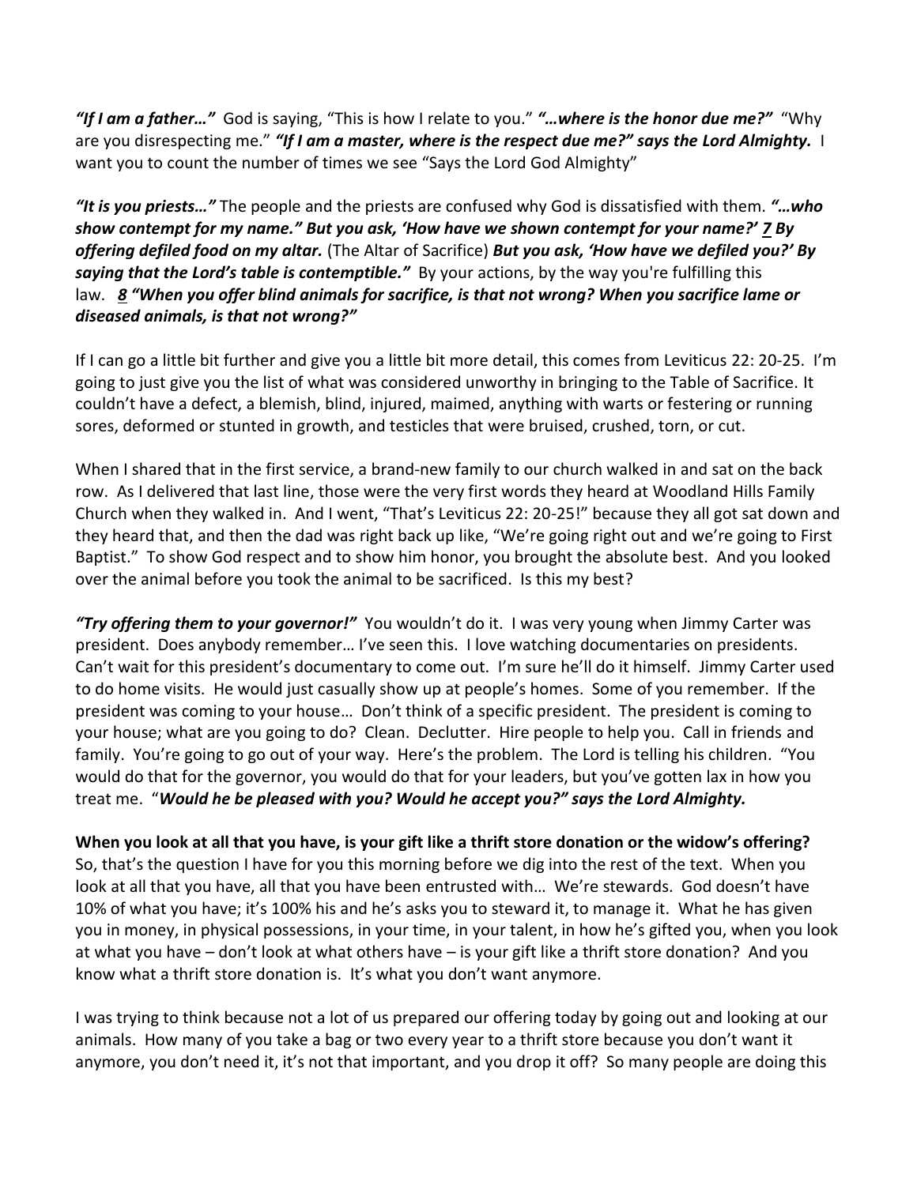***"If I am a father…"*** God is saying, "This is how I relate to you." ***"…where is the honor due me?"*** "Why are you disrespecting me." ***"If I am a master, where is the respect due me?" says the Lord Almighty.*** I want you to count the number of times we see "Says the Lord God Almighty"

***"It is you priests…"*** The people and the priests are confused why God is dissatisfied with them. ***"…who show contempt for my name." But you ask, 'How have we shown contempt for your name?' 7 By offering defiled food on my altar.*** (The Altar of Sacrifice) ***But you ask, 'How have we defiled you?' By saying that the Lord's table is contemptible."*** By your actions, by the way you're fulfilling this law. ***8 "When you offer blind animals for sacrifice, is that not wrong? When you sacrifice lame or diseased animals, is that not wrong?"***

If I can go a little bit further and give you a little bit more detail, this comes from Leviticus 22: 20-25. I'm going to just give you the list of what was considered unworthy in bringing to the Table of Sacrifice. It couldn't have a defect, a blemish, blind, injured, maimed, anything with warts or festering or running sores, deformed or stunted in growth, and testicles that were bruised, crushed, torn, or cut.

When I shared that in the first service, a brand-new family to our church walked in and sat on the back row. As I delivered that last line, those were the very first words they heard at Woodland Hills Family Church when they walked in. And I went, "That's Leviticus 22: 20-25!" because they all got sat down and they heard that, and then the dad was right back up like, "We're going right out and we're going to First Baptist." To show God respect and to show him honor, you brought the absolute best. And you looked over the animal before you took the animal to be sacrificed. Is this my best?

***"Try offering them to your governor!"*** You wouldn't do it. I was very young when Jimmy Carter was president. Does anybody remember… I've seen this. I love watching documentaries on presidents. Can't wait for this president's documentary to come out. I'm sure he'll do it himself. Jimmy Carter used to do home visits. He would just casually show up at people's homes. Some of you remember. If the president was coming to your house… Don't think of a specific president. The president is coming to your house; what are you going to do? Clean. Declutter. Hire people to help you. Call in friends and family. You're going to go out of your way. Here's the problem. The Lord is telling his children. "You would do that for the governor, you would do that for your leaders, but you've gotten lax in how you treat me. "***Would he be pleased with you? Would he accept you?" says the Lord Almighty.***

**When you look at all that you have, is your gift like a thrift store donation or the widow's offering?**
So, that's the question I have for you this morning before we dig into the rest of the text. When you look at all that you have, all that you have been entrusted with… We're stewards. God doesn't have 10% of what you have; it's 100% his and he's asks you to steward it, to manage it. What he has given you in money, in physical possessions, in your time, in your talent, in how he's gifted you, when you look at what you have – don't look at what others have – is your gift like a thrift store donation? And you know what a thrift store donation is. It's what you don't want anymore.

I was trying to think because not a lot of us prepared our offering today by going out and looking at our animals. How many of you take a bag or two every year to a thrift store because you don't want it anymore, you don't need it, it's not that important, and you drop it off? So many people are doing this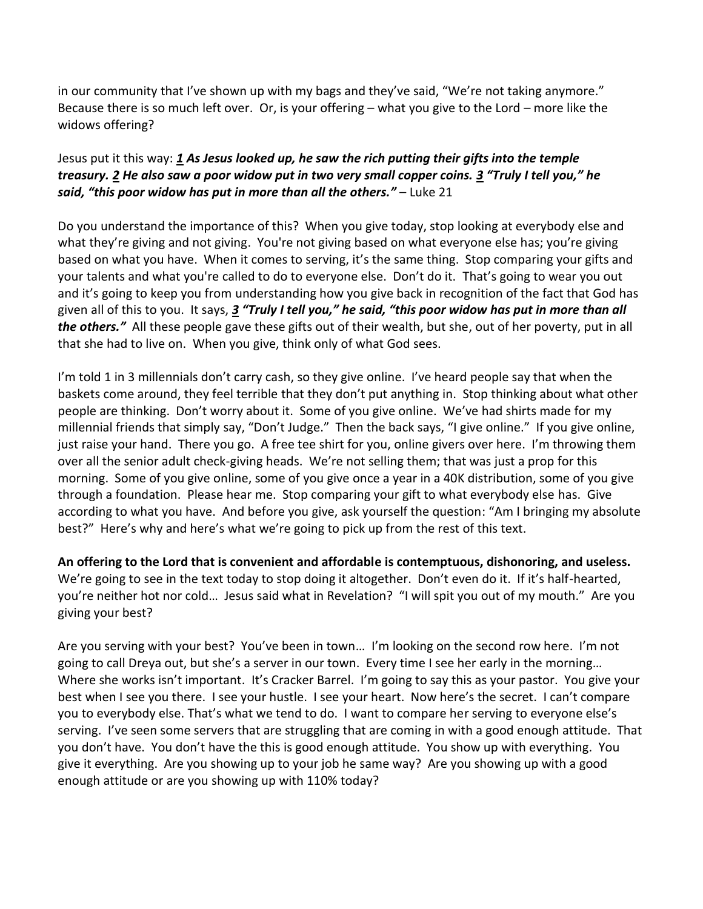in our community that I've shown up with my bags and they've said, "We're not taking anymore." Because there is so much left over. Or, is your offering – what you give to the Lord – more like the widows offering?

Jesus put it this way: ***1** **As Jesus looked up, he saw the rich putting their gifts into the temple treasury.*** ***2** **He also saw a poor widow put in two very small copper coins.*** ***3** **"Truly I tell you," he said, "this poor widow has put in more than all the others."*** – Luke 21

Do you understand the importance of this? When you give today, stop looking at everybody else and what they're giving and not giving. You're not giving based on what everyone else has; you're giving based on what you have. When it comes to serving, it's the same thing. Stop comparing your gifts and your talents and what you're called to do to everyone else. Don't do it. That's going to wear you out and it's going to keep you from understanding how you give back in recognition of the fact that God has given all of this to you. It says, ***3** **"Truly I tell you," he said, "this poor widow has put in more than all the others."*** All these people gave these gifts out of their wealth, but she, out of her poverty, put in all that she had to live on. When you give, think only of what God sees.

I'm told 1 in 3 millennials don't carry cash, so they give online. I've heard people say that when the baskets come around, they feel terrible that they don't put anything in. Stop thinking about what other people are thinking. Don't worry about it. Some of you give online. We've had shirts made for my millennial friends that simply say, "Don't Judge." Then the back says, "I give online." If you give online, just raise your hand. There you go. A free tee shirt for you, online givers over here. I'm throwing them over all the senior adult check-giving heads. We're not selling them; that was just a prop for this morning. Some of you give online, some of you give once a year in a 40K distribution, some of you give through a foundation. Please hear me. Stop comparing your gift to what everybody else has. Give according to what you have. And before you give, ask yourself the question: "Am I bringing my absolute best?" Here's why and here's what we're going to pick up from the rest of this text.

**An offering to the Lord that is convenient and affordable is contemptuous, dishonoring, and useless.** We're going to see in the text today to stop doing it altogether. Don't even do it. If it's half-hearted, you're neither hot nor cold… Jesus said what in Revelation? "I will spit you out of my mouth." Are you giving your best?

Are you serving with your best? You've been in town… I'm looking on the second row here. I'm not going to call Dreya out, but she's a server in our town. Every time I see her early in the morning… Where she works isn't important. It's Cracker Barrel. I'm going to say this as your pastor. You give your best when I see you there. I see your hustle. I see your heart. Now here's the secret. I can't compare you to everybody else. That's what we tend to do. I want to compare her serving to everyone else's serving. I've seen some servers that are struggling that are coming in with a good enough attitude. That you don't have. You don't have the this is good enough attitude. You show up with everything. You give it everything. Are you showing up to your job he same way? Are you showing up with a good enough attitude or are you showing up with 110% today?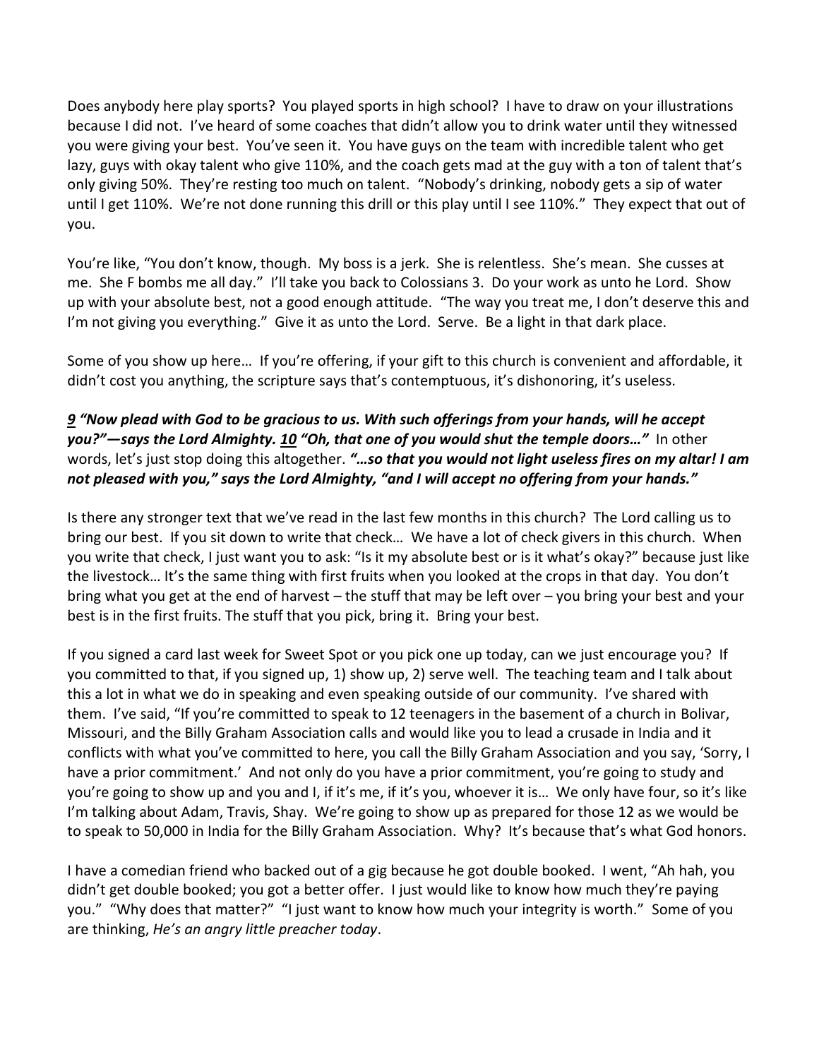Does anybody here play sports? You played sports in high school? I have to draw on your illustrations because I did not. I've heard of some coaches that didn't allow you to drink water until they witnessed you were giving your best. You've seen it. You have guys on the team with incredible talent who get lazy, guys with okay talent who give 110%, and the coach gets mad at the guy with a ton of talent that's only giving 50%. They're resting too much on talent. "Nobody's drinking, nobody gets a sip of water until I get 110%. We're not done running this drill or this play until I see 110%." They expect that out of you.

You're like, "You don't know, though. My boss is a jerk. She is relentless. She's mean. She cusses at me. She F bombs me all day." I'll take you back to Colossians 3. Do your work as unto he Lord. Show up with your absolute best, not a good enough attitude. "The way you treat me, I don't deserve this and I'm not giving you everything." Give it as unto the Lord. Serve. Be a light in that dark place.

Some of you show up here… If you're offering, if your gift to this church is convenient and affordable, it didn't cost you anything, the scripture says that's contemptuous, it's dishonoring, it's useless.

***9 "Now plead with God to be gracious to us. With such offerings from your hands, will he accept you?"—says the Lord Almighty. 10 "Oh, that one of you would shut the temple doors…"*** In other words, let's just stop doing this altogether. ***"…so that you would not light useless fires on my altar! I am not pleased with you," says the Lord Almighty, "and I will accept no offering from your hands."***

Is there any stronger text that we've read in the last few months in this church? The Lord calling us to bring our best. If you sit down to write that check… We have a lot of check givers in this church. When you write that check, I just want you to ask: "Is it my absolute best or is it what's okay?" because just like the livestock… It's the same thing with first fruits when you looked at the crops in that day. You don't bring what you get at the end of harvest – the stuff that may be left over – you bring your best and your best is in the first fruits. The stuff that you pick, bring it. Bring your best.

If you signed a card last week for Sweet Spot or you pick one up today, can we just encourage you? If you committed to that, if you signed up, 1) show up, 2) serve well. The teaching team and I talk about this a lot in what we do in speaking and even speaking outside of our community. I've shared with them. I've said, "If you're committed to speak to 12 teenagers in the basement of a church in Bolivar, Missouri, and the Billy Graham Association calls and would like you to lead a crusade in India and it conflicts with what you've committed to here, you call the Billy Graham Association and you say, 'Sorry, I have a prior commitment.' And not only do you have a prior commitment, you're going to study and you're going to show up and you and I, if it's me, if it's you, whoever it is… We only have four, so it's like I'm talking about Adam, Travis, Shay. We're going to show up as prepared for those 12 as we would be to speak to 50,000 in India for the Billy Graham Association. Why? It's because that's what God honors.

I have a comedian friend who backed out of a gig because he got double booked. I went, "Ah hah, you didn't get double booked; you got a better offer. I just would like to know how much they're paying you." "Why does that matter?" "I just want to know how much your integrity is worth." Some of you are thinking, *He's an angry little preacher today*.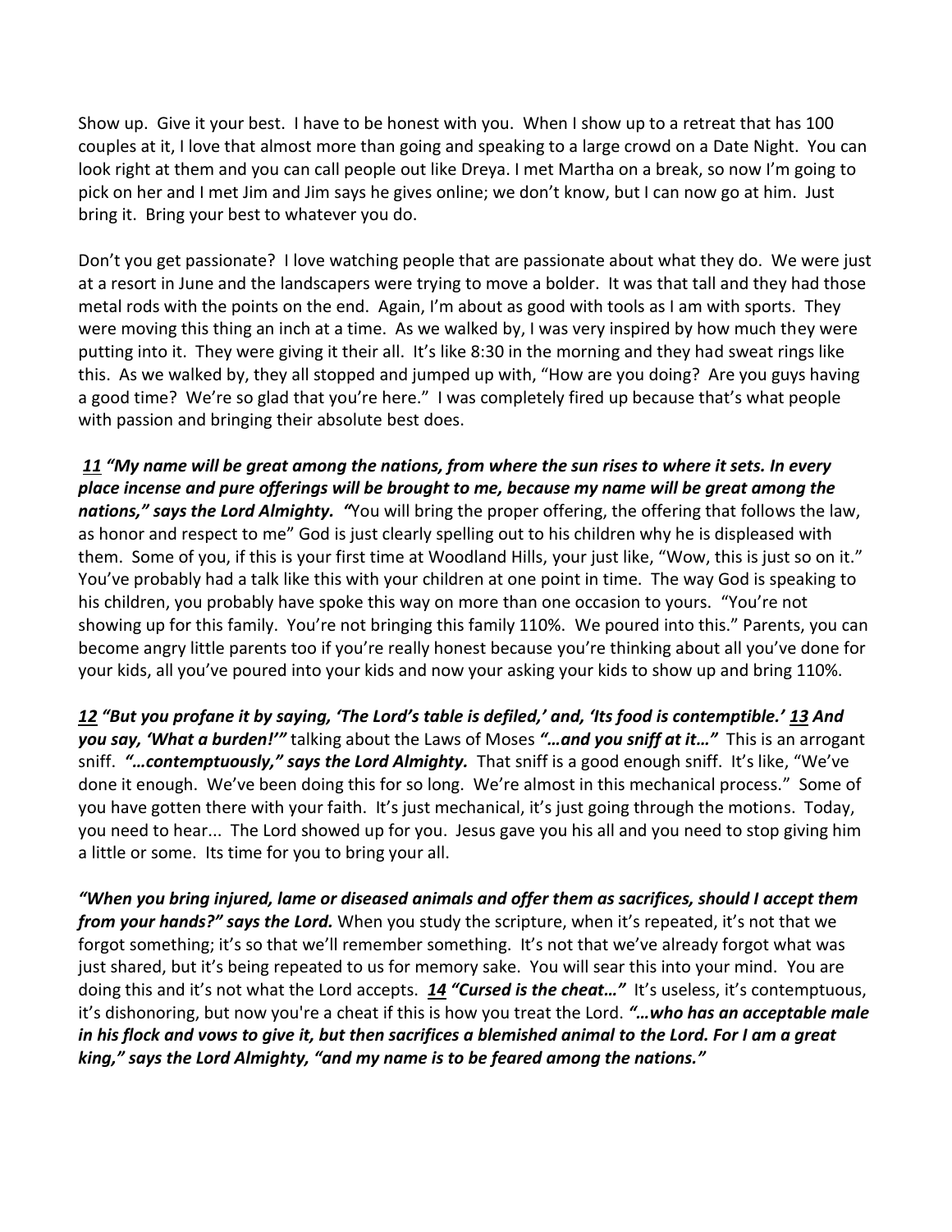Show up. Give it your best. I have to be honest with you. When I show up to a retreat that has 100 couples at it, I love that almost more than going and speaking to a large crowd on a Date Night. You can look right at them and you can call people out like Dreya. I met Martha on a break, so now I'm going to pick on her and I met Jim and Jim says he gives online; we don't know, but I can now go at him. Just bring it. Bring your best to whatever you do.

Don't you get passionate? I love watching people that are passionate about what they do. We were just at a resort in June and the landscapers were trying to move a bolder. It was that tall and they had those metal rods with the points on the end. Again, I'm about as good with tools as I am with sports. They were moving this thing an inch at a time. As we walked by, I was very inspired by how much they were putting into it. They were giving it their all. It's like 8:30 in the morning and they had sweat rings like this. As we walked by, they all stopped and jumped up with, "How are you doing? Are you guys having a good time? We're so glad that you're here." I was completely fired up because that's what people with passion and bringing their absolute best does.

***<u>11</u> "My name will be great among the nations, from where the sun rises to where it sets. In every place incense and pure offerings will be brought to me, because my name will be great among the nations," says the Lord Almighty.*** *"*You will bring the proper offering, the offering that follows the law, as honor and respect to me" God is just clearly spelling out to his children why he is displeased with them. Some of you, if this is your first time at Woodland Hills, your just like, "Wow, this is just so on it." You've probably had a talk like this with your children at one point in time. The way God is speaking to his children, you probably have spoke this way on more than one occasion to yours. "You're not showing up for this family. You're not bringing this family 110%. We poured into this." Parents, you can become angry little parents too if you're really honest because you're thinking about all you've done for your kids, all you've poured into your kids and now your asking your kids to show up and bring 110%.

***<u>12</u> "But you profane it by saying, 'The Lord's table is defiled,' and, 'Its food is contemptible.' <u>13</u> And you say, 'What a burden!'"*** talking about the Laws of Moses ***"…and you sniff at it…"*** This is an arrogant sniff. ***"…contemptuously," says the Lord Almighty.*** That sniff is a good enough sniff. It's like, "We've done it enough. We've been doing this for so long. We're almost in this mechanical process." Some of you have gotten there with your faith. It's just mechanical, it's just going through the motions. Today, you need to hear... The Lord showed up for you. Jesus gave you his all and you need to stop giving him a little or some. Its time for you to bring your all.

***"When you bring injured, lame or diseased animals and offer them as sacrifices, should I accept them from your hands?" says the Lord.*** When you study the scripture, when it's repeated, it's not that we forgot something; it's so that we'll remember something. It's not that we've already forgot what was just shared, but it's being repeated to us for memory sake. You will sear this into your mind. You are doing this and it's not what the Lord accepts. ***<u>14</u> "Cursed is the cheat…"*** It's useless, it's contemptuous, it's dishonoring, but now you're a cheat if this is how you treat the Lord. ***"…who has an acceptable male in his flock and vows to give it, but then sacrifices a blemished animal to the Lord. For I am a great king," says the Lord Almighty, "and my name is to be feared among the nations."***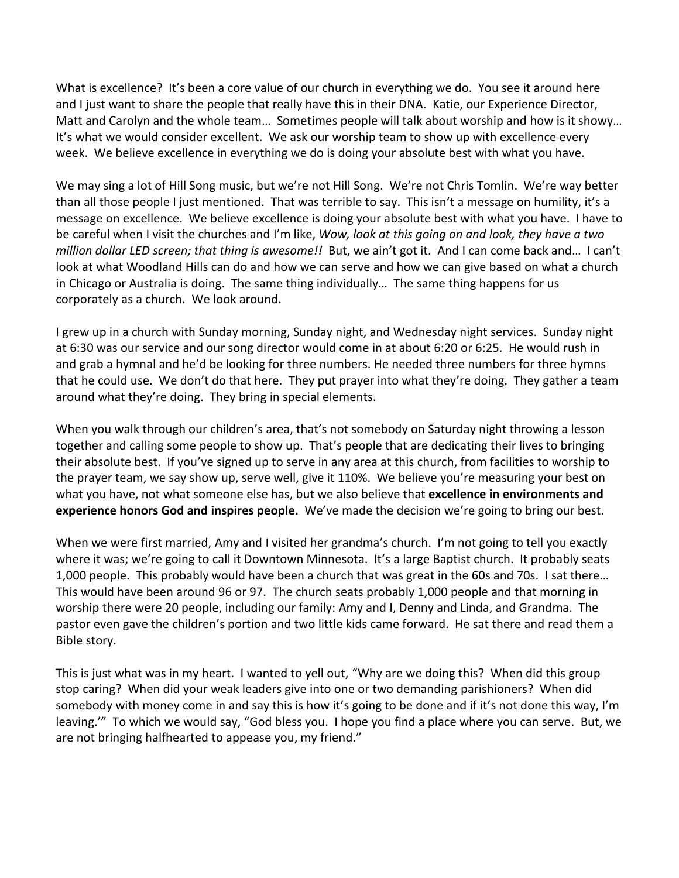What is excellence? It's been a core value of our church in everything we do. You see it around here and I just want to share the people that really have this in their DNA. Katie, our Experience Director, Matt and Carolyn and the whole team… Sometimes people will talk about worship and how is it showy… It's what we would consider excellent. We ask our worship team to show up with excellence every week. We believe excellence in everything we do is doing your absolute best with what you have.

We may sing a lot of Hill Song music, but we're not Hill Song. We're not Chris Tomlin. We're way better than all those people I just mentioned. That was terrible to say. This isn't a message on humility, it's a message on excellence. We believe excellence is doing your absolute best with what you have. I have to be careful when I visit the churches and I'm like, *Wow, look at this going on and look, they have a two million dollar LED screen; that thing is awesome!!* But, we ain't got it. And I can come back and… I can't look at what Woodland Hills can do and how we can serve and how we can give based on what a church in Chicago or Australia is doing. The same thing individually… The same thing happens for us corporately as a church. We look around.

I grew up in a church with Sunday morning, Sunday night, and Wednesday night services. Sunday night at 6:30 was our service and our song director would come in at about 6:20 or 6:25. He would rush in and grab a hymnal and he'd be looking for three numbers. He needed three numbers for three hymns that he could use. We don't do that here. They put prayer into what they're doing. They gather a team around what they're doing. They bring in special elements.

When you walk through our children's area, that's not somebody on Saturday night throwing a lesson together and calling some people to show up. That's people that are dedicating their lives to bringing their absolute best. If you've signed up to serve in any area at this church, from facilities to worship to the prayer team, we say show up, serve well, give it 110%. We believe you're measuring your best on what you have, not what someone else has, but we also believe that **excellence in environments and experience honors God and inspires people.** We've made the decision we're going to bring our best.

When we were first married, Amy and I visited her grandma's church. I'm not going to tell you exactly where it was; we're going to call it Downtown Minnesota. It's a large Baptist church. It probably seats 1,000 people. This probably would have been a church that was great in the 60s and 70s. I sat there… This would have been around 96 or 97. The church seats probably 1,000 people and that morning in worship there were 20 people, including our family: Amy and I, Denny and Linda, and Grandma. The pastor even gave the children's portion and two little kids came forward. He sat there and read them a Bible story.

This is just what was in my heart. I wanted to yell out, "Why are we doing this? When did this group stop caring? When did your weak leaders give into one or two demanding parishioners? When did somebody with money come in and say this is how it's going to be done and if it's not done this way, I'm leaving.'" To which we would say, "God bless you. I hope you find a place where you can serve. But, we are not bringing halfhearted to appease you, my friend."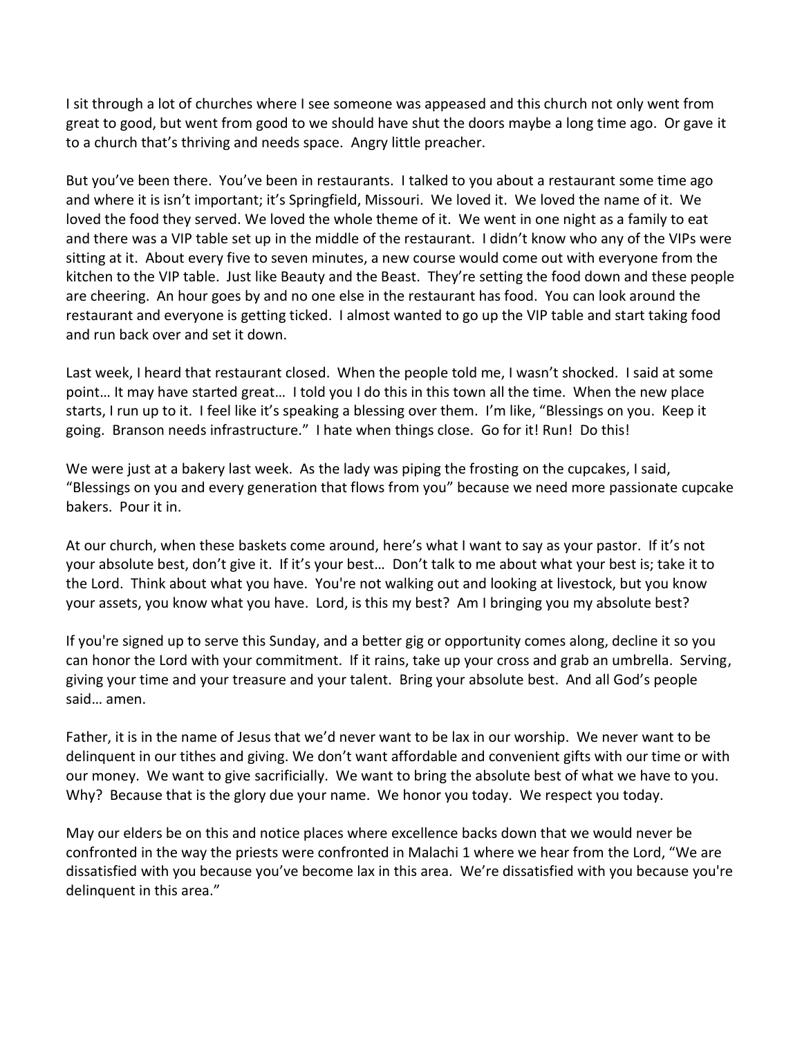I sit through a lot of churches where I see someone was appeased and this church not only went from great to good, but went from good to we should have shut the doors maybe a long time ago. Or gave it to a church that's thriving and needs space. Angry little preacher.

But you've been there. You've been in restaurants. I talked to you about a restaurant some time ago and where it is isn't important; it's Springfield, Missouri. We loved it. We loved the name of it. We loved the food they served. We loved the whole theme of it. We went in one night as a family to eat and there was a VIP table set up in the middle of the restaurant. I didn't know who any of the VIPs were sitting at it. About every five to seven minutes, a new course would come out with everyone from the kitchen to the VIP table. Just like Beauty and the Beast. They're setting the food down and these people are cheering. An hour goes by and no one else in the restaurant has food. You can look around the restaurant and everyone is getting ticked. I almost wanted to go up the VIP table and start taking food and run back over and set it down.

Last week, I heard that restaurant closed. When the people told me, I wasn't shocked. I said at some point… It may have started great… I told you I do this in this town all the time. When the new place starts, I run up to it. I feel like it's speaking a blessing over them. I'm like, "Blessings on you. Keep it going. Branson needs infrastructure." I hate when things close. Go for it! Run! Do this!

We were just at a bakery last week. As the lady was piping the frosting on the cupcakes, I said, "Blessings on you and every generation that flows from you" because we need more passionate cupcake bakers. Pour it in.

At our church, when these baskets come around, here's what I want to say as your pastor. If it's not your absolute best, don't give it. If it's your best… Don't talk to me about what your best is; take it to the Lord. Think about what you have. You're not walking out and looking at livestock, but you know your assets, you know what you have. Lord, is this my best? Am I bringing you my absolute best?

If you're signed up to serve this Sunday, and a better gig or opportunity comes along, decline it so you can honor the Lord with your commitment. If it rains, take up your cross and grab an umbrella. Serving, giving your time and your treasure and your talent. Bring your absolute best. And all God's people said… amen.

Father, it is in the name of Jesus that we'd never want to be lax in our worship. We never want to be delinquent in our tithes and giving. We don't want affordable and convenient gifts with our time or with our money. We want to give sacrificially. We want to bring the absolute best of what we have to you. Why? Because that is the glory due your name. We honor you today. We respect you today.

May our elders be on this and notice places where excellence backs down that we would never be confronted in the way the priests were confronted in Malachi 1 where we hear from the Lord, "We are dissatisfied with you because you've become lax in this area. We're dissatisfied with you because you're delinquent in this area."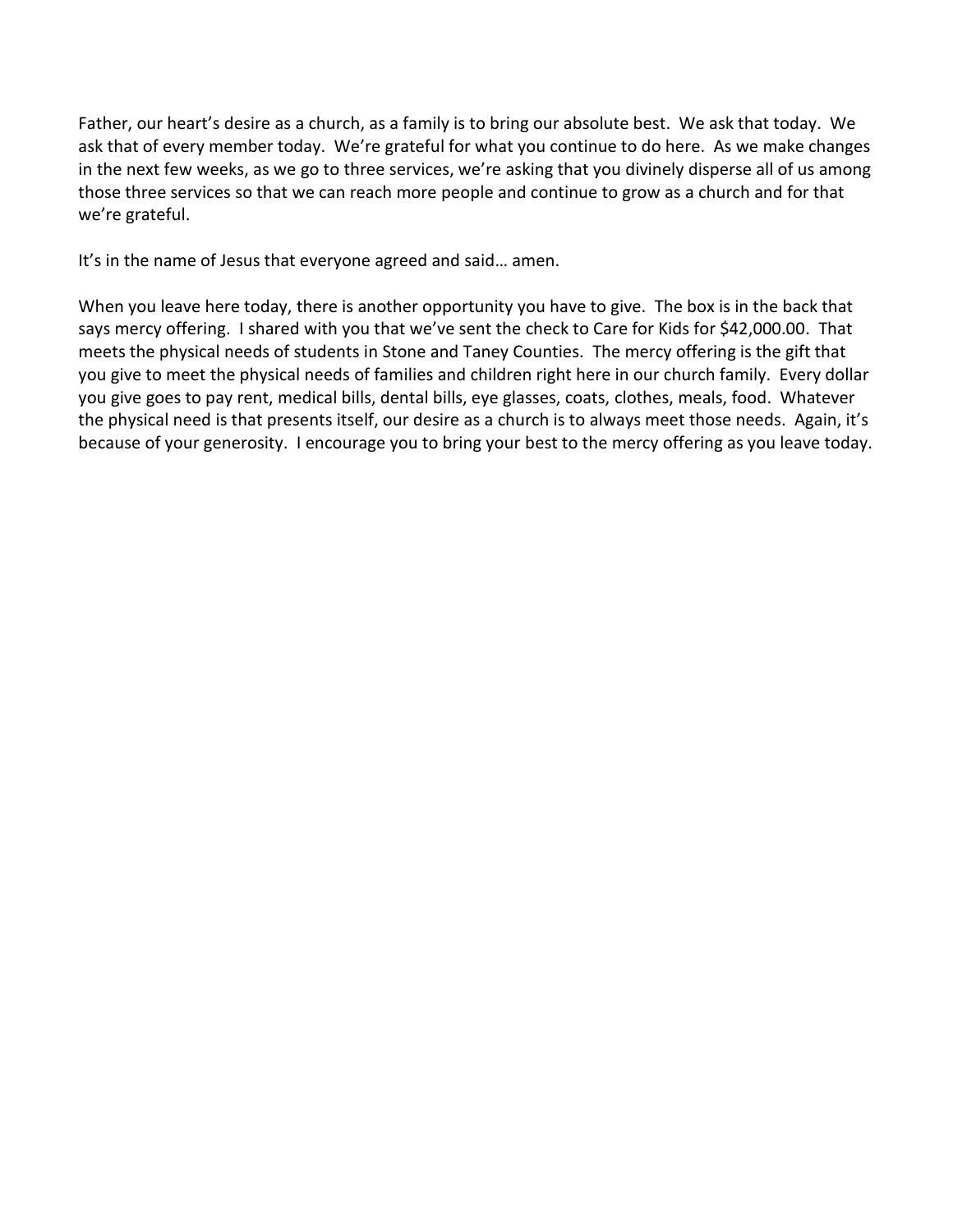Father, our heart's desire as a church, as a family is to bring our absolute best. We ask that today. We ask that of every member today. We're grateful for what you continue to do here. As we make changes in the next few weeks, as we go to three services, we're asking that you divinely disperse all of us among those three services so that we can reach more people and continue to grow as a church and for that we're grateful.

It's in the name of Jesus that everyone agreed and said… amen.

When you leave here today, there is another opportunity you have to give. The box is in the back that says mercy offering. I shared with you that we've sent the check to Care for Kids for $42,000.00. That meets the physical needs of students in Stone and Taney Counties. The mercy offering is the gift that you give to meet the physical needs of families and children right here in our church family. Every dollar you give goes to pay rent, medical bills, dental bills, eye glasses, coats, clothes, meals, food. Whatever the physical need is that presents itself, our desire as a church is to always meet those needs. Again, it's because of your generosity. I encourage you to bring your best to the mercy offering as you leave today.